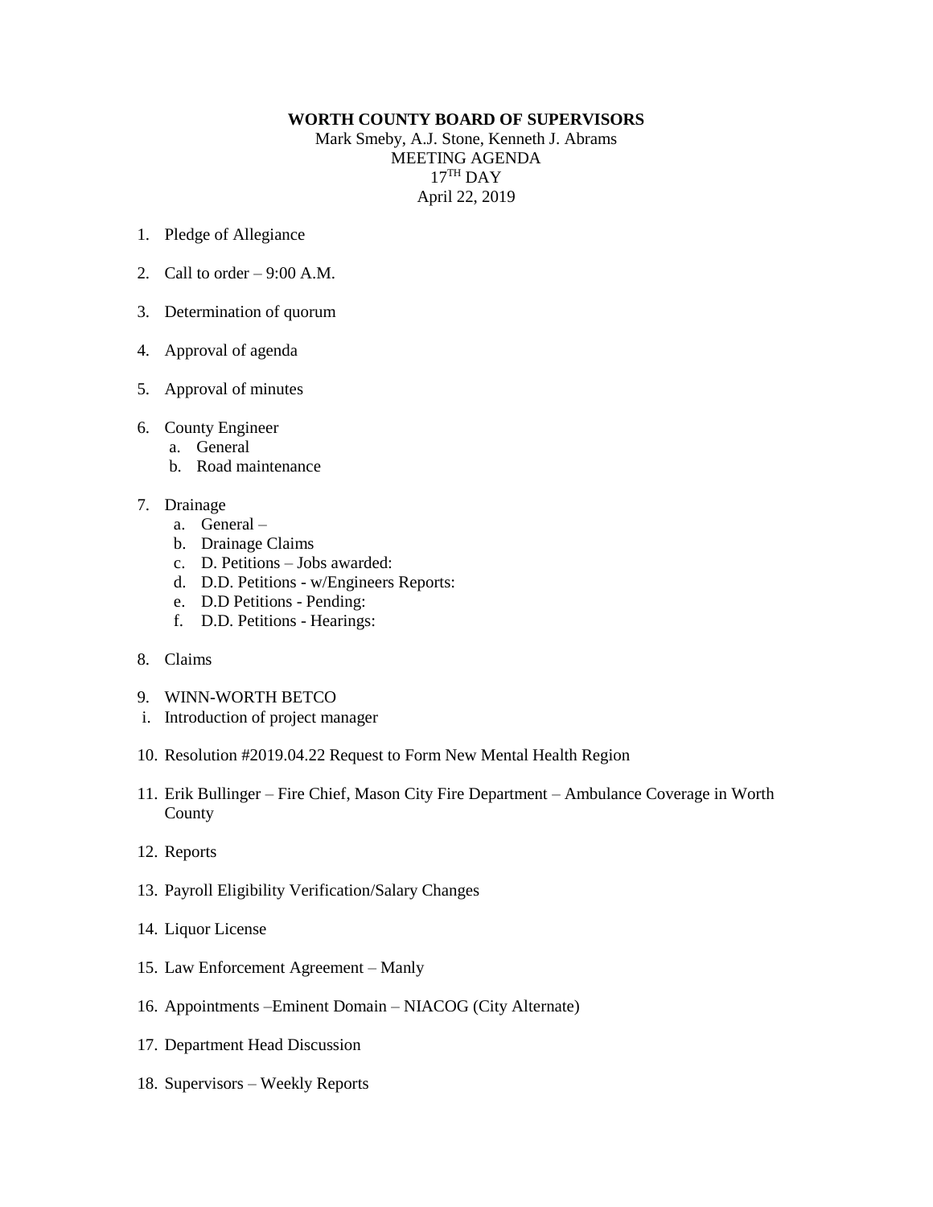**WORTH COUNTY BOARD OF SUPERVISORS**
Mark Smeby, A.J. Stone, Kenneth J. Abrams
MEETING AGENDA
17TH DAY
April 22, 2019

1. Pledge of Allegiance

2. Call to order – 9:00 A.M.

3. Determination of quorum

4. Approval of agenda

5. Approval of minutes

6. County Engineer
   a. General
   b. Road maintenance

7. Drainage
   a. General –
   b. Drainage Claims
   c. D. Petitions – Jobs awarded:
   d. D.D. Petitions - w/Engineers Reports:
   e. D.D Petitions - Pending:
   f. D.D. Petitions - Hearings:

8. Claims

9. WINN-WORTH BETCO
   i. Introduction of project manager

10. Resolution #2019.04.22 Request to Form New Mental Health Region

11. Erik Bullinger – Fire Chief, Mason City Fire Department – Ambulance Coverage in Worth County

12. Reports

13. Payroll Eligibility Verification/Salary Changes

14. Liquor License

15. Law Enforcement Agreement – Manly

16. Appointments –Eminent Domain – NIACOG (City Alternate)

17. Department Head Discussion

18. Supervisors – Weekly Reports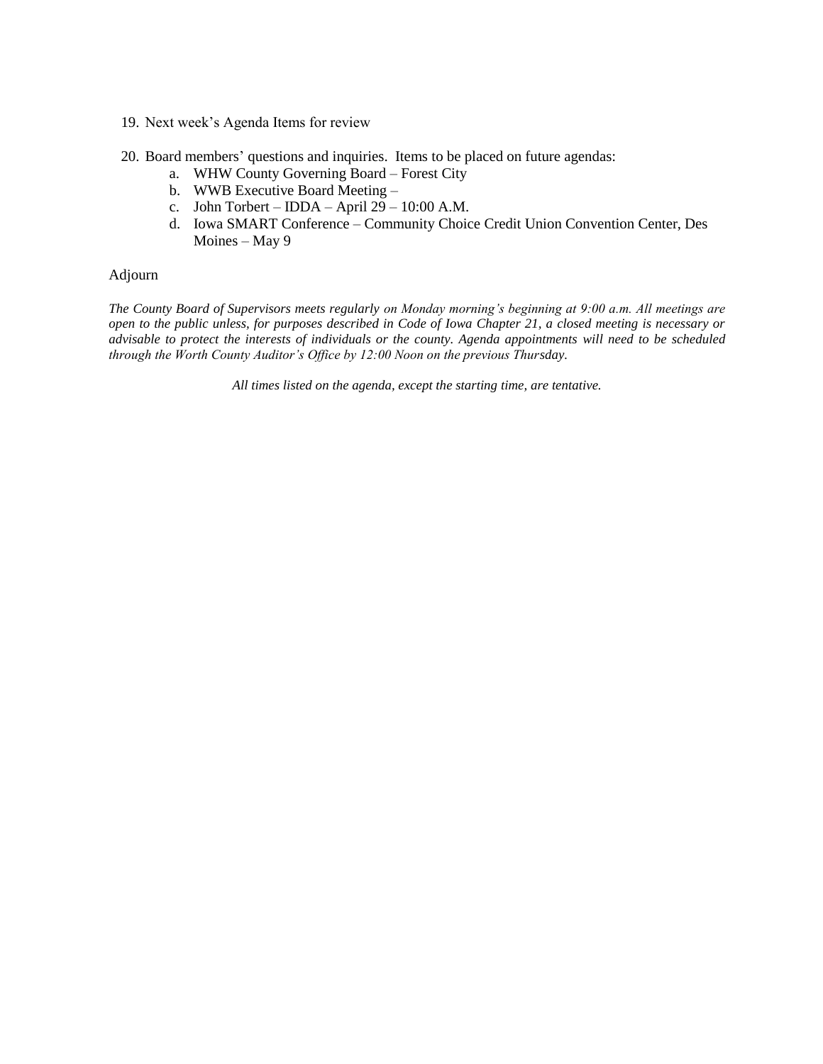19. Next week's Agenda Items for review

20. Board members' questions and inquiries. Items to be placed on future agendas:
    a. WHW County Governing Board – Forest City
    b. WWB Executive Board Meeting –
    c. John Torbert – IDDA – April 29 – 10:00 A.M.
    d. Iowa SMART Conference – Community Choice Credit Union Convention Center, Des Moines – May 9

Adjourn

*The County Board of Supervisors meets regularly on Monday morning's beginning at 9:00 a.m. All meetings are open to the public unless, for purposes described in Code of Iowa Chapter 21, a closed meeting is necessary or advisable to protect the interests of individuals or the county. Agenda appointments will need to be scheduled through the Worth County Auditor's Office by 12:00 Noon on the previous Thursday.*

*All times listed on the agenda, except the starting time, are tentative.*